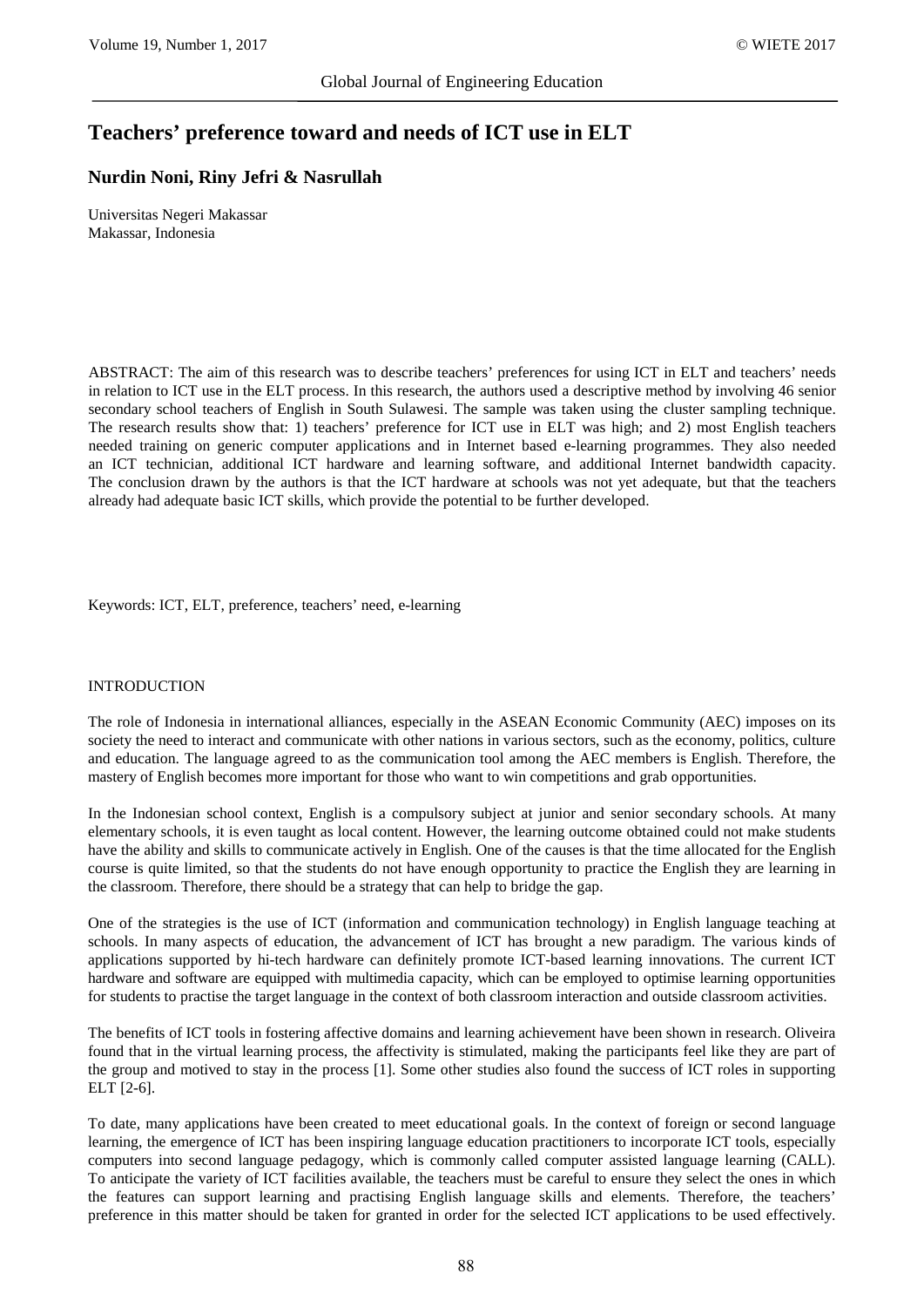# Teachers' preference toward and needs of ICT use in ELT

**Nurdin Noni, Riny Jefri & Nasrullah**

Universitas Negeri Makassar
Makassar, Indonesia

ABSTRACT: The aim of this research was to describe teachers' preferences for using ICT in ELT and teachers' needs in relation to ICT use in the ELT process. In this research, the authors used a descriptive method by involving 46 senior secondary school teachers of English in South Sulawesi. The sample was taken using the cluster sampling technique. The research results show that: 1) teachers' preference for ICT use in ELT was high; and 2) most English teachers needed training on generic computer applications and in Internet based e-learning programmes. They also needed an ICT technician, additional ICT hardware and learning software, and additional Internet bandwidth capacity. The conclusion drawn by the authors is that the ICT hardware at schools was not yet adequate, but that the teachers already had adequate basic ICT skills, which provide the potential to be further developed.

Keywords: ICT, ELT, preference, teachers' need, e-learning

## INTRODUCTION

The role of Indonesia in international alliances, especially in the ASEAN Economic Community (AEC) imposes on its society the need to interact and communicate with other nations in various sectors, such as the economy, politics, culture and education. The language agreed to as the communication tool among the AEC members is English. Therefore, the mastery of English becomes more important for those who want to win competitions and grab opportunities.

In the Indonesian school context, English is a compulsory subject at junior and senior secondary schools. At many elementary schools, it is even taught as local content. However, the learning outcome obtained could not make students have the ability and skills to communicate actively in English. One of the causes is that the time allocated for the English course is quite limited, so that the students do not have enough opportunity to practice the English they are learning in the classroom. Therefore, there should be a strategy that can help to bridge the gap.

One of the strategies is the use of ICT (information and communication technology) in English language teaching at schools. In many aspects of education, the advancement of ICT has brought a new paradigm. The various kinds of applications supported by hi-tech hardware can definitely promote ICT-based learning innovations. The current ICT hardware and software are equipped with multimedia capacity, which can be employed to optimise learning opportunities for students to practise the target language in the context of both classroom interaction and outside classroom activities.

The benefits of ICT tools in fostering affective domains and learning achievement have been shown in research. Oliveira found that in the virtual learning process, the affectivity is stimulated, making the participants feel like they are part of the group and motived to stay in the process [1]. Some other studies also found the success of ICT roles in supporting ELT [2-6].

To date, many applications have been created to meet educational goals. In the context of foreign or second language learning, the emergence of ICT has been inspiring language education practitioners to incorporate ICT tools, especially computers into second language pedagogy, which is commonly called computer assisted language learning (CALL). To anticipate the variety of ICT facilities available, the teachers must be careful to ensure they select the ones in which the features can support learning and practising English language skills and elements. Therefore, the teachers' preference in this matter should be taken for granted in order for the selected ICT applications to be used effectively.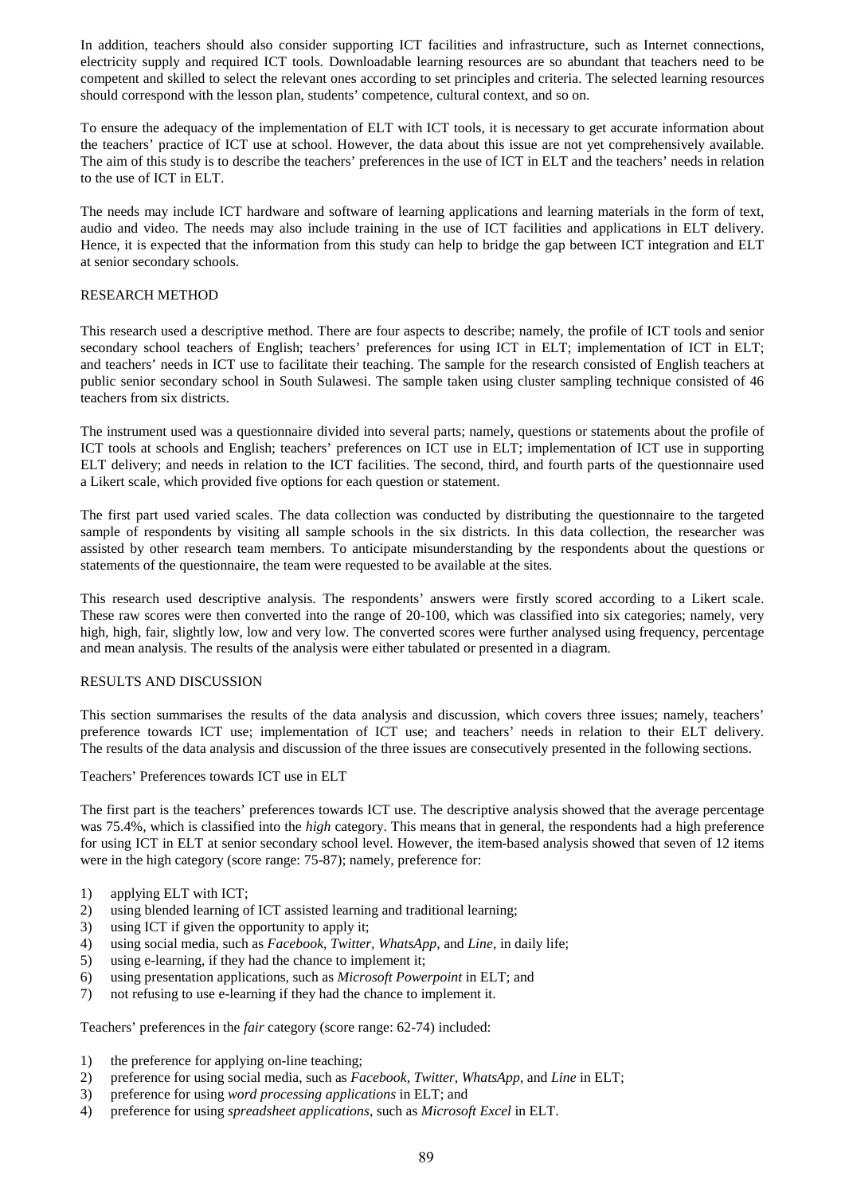In addition, teachers should also consider supporting ICT facilities and infrastructure, such as Internet connections, electricity supply and required ICT tools. Downloadable learning resources are so abundant that teachers need to be competent and skilled to select the relevant ones according to set principles and criteria. The selected learning resources should correspond with the lesson plan, students' competence, cultural context, and so on.

To ensure the adequacy of the implementation of ELT with ICT tools, it is necessary to get accurate information about the teachers' practice of ICT use at school. However, the data about this issue are not yet comprehensively available. The aim of this study is to describe the teachers' preferences in the use of ICT in ELT and the teachers' needs in relation to the use of ICT in ELT.

The needs may include ICT hardware and software of learning applications and learning materials in the form of text, audio and video. The needs may also include training in the use of ICT facilities and applications in ELT delivery. Hence, it is expected that the information from this study can help to bridge the gap between ICT integration and ELT at senior secondary schools.

## RESEARCH METHOD

This research used a descriptive method. There are four aspects to describe; namely, the profile of ICT tools and senior secondary school teachers of English; teachers' preferences for using ICT in ELT; implementation of ICT in ELT; and teachers' needs in ICT use to facilitate their teaching. The sample for the research consisted of English teachers at public senior secondary school in South Sulawesi. The sample taken using cluster sampling technique consisted of 46 teachers from six districts.

The instrument used was a questionnaire divided into several parts; namely, questions or statements about the profile of ICT tools at schools and English; teachers' preferences on ICT use in ELT; implementation of ICT use in supporting ELT delivery; and needs in relation to the ICT facilities. The second, third, and fourth parts of the questionnaire used a Likert scale, which provided five options for each question or statement.

The first part used varied scales. The data collection was conducted by distributing the questionnaire to the targeted sample of respondents by visiting all sample schools in the six districts. In this data collection, the researcher was assisted by other research team members. To anticipate misunderstanding by the respondents about the questions or statements of the questionnaire, the team were requested to be available at the sites.

This research used descriptive analysis. The respondents' answers were firstly scored according to a Likert scale. These raw scores were then converted into the range of 20-100, which was classified into six categories; namely, very high, high, fair, slightly low, low and very low. The converted scores were further analysed using frequency, percentage and mean analysis. The results of the analysis were either tabulated or presented in a diagram.

## RESULTS AND DISCUSSION

This section summarises the results of the data analysis and discussion, which covers three issues; namely, teachers' preference towards ICT use; implementation of ICT use; and teachers' needs in relation to their ELT delivery. The results of the data analysis and discussion of the three issues are consecutively presented in the following sections.

### Teachers' Preferences towards ICT use in ELT

The first part is the teachers' preferences towards ICT use. The descriptive analysis showed that the average percentage was 75.4%, which is classified into the *high* category. This means that in general, the respondents had a high preference for using ICT in ELT at senior secondary school level. However, the item-based analysis showed that seven of 12 items were in the high category (score range: 75-87); namely, preference for:

1) applying ELT with ICT;
2) using blended learning of ICT assisted learning and traditional learning;
3) using ICT if given the opportunity to apply it;
4) using social media, such as *Facebook, Twitter, WhatsApp,* and *Line,* in daily life;
5) using e-learning, if they had the chance to implement it;
6) using presentation applications, such as *Microsoft Powerpoint* in ELT; and
7) not refusing to use e-learning if they had the chance to implement it.

Teachers' preferences in the *fair* category (score range: 62-74) included:

1) the preference for applying on-line teaching;
2) preference for using social media, such as *Facebook, Twitter, WhatsApp,* and *Line* in ELT;
3) preference for using *word processing applications* in ELT; and
4) preference for using *spreadsheet applications*, such as *Microsoft Excel* in ELT.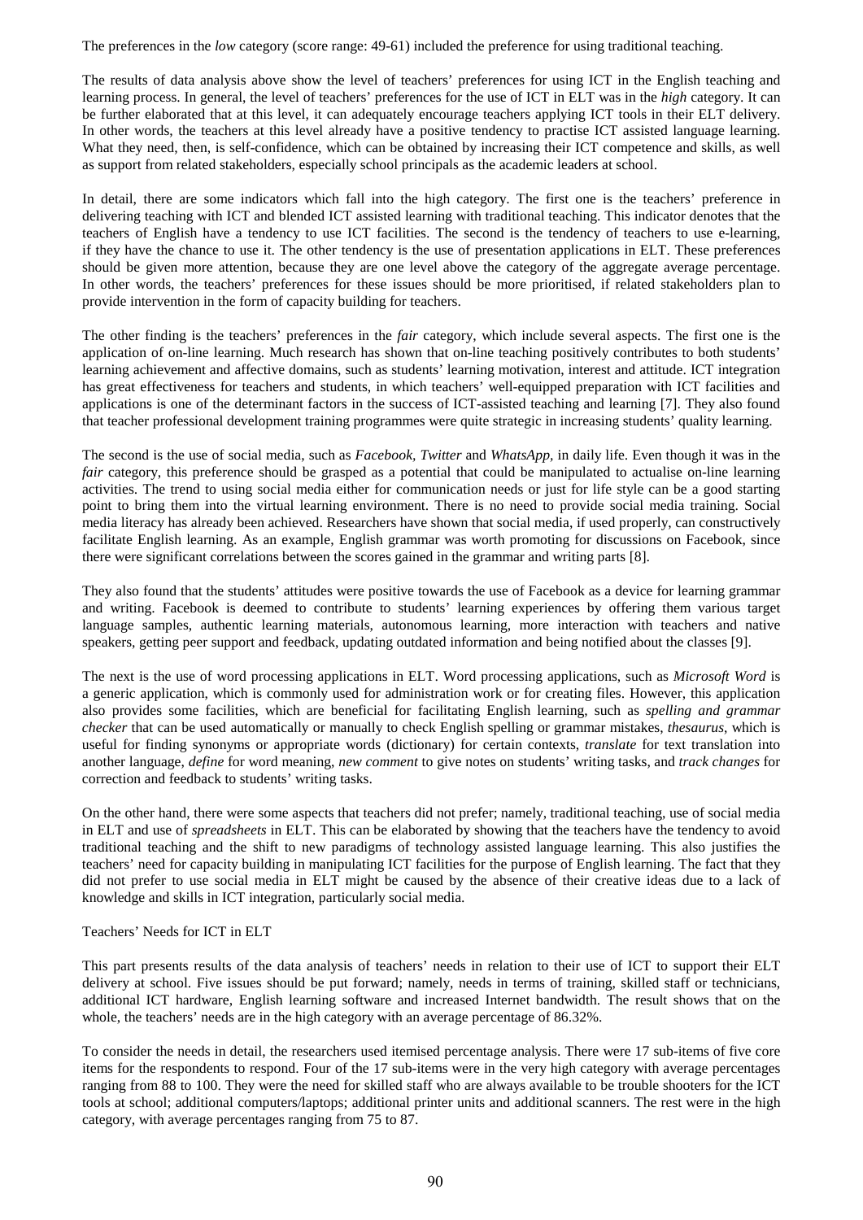The preferences in the *low* category (score range: 49-61) included the preference for using traditional teaching.

The results of data analysis above show the level of teachers' preferences for using ICT in the English teaching and learning process. In general, the level of teachers' preferences for the use of ICT in ELT was in the *high* category. It can be further elaborated that at this level, it can adequately encourage teachers applying ICT tools in their ELT delivery. In other words, the teachers at this level already have a positive tendency to practise ICT assisted language learning. What they need, then, is self-confidence, which can be obtained by increasing their ICT competence and skills, as well as support from related stakeholders, especially school principals as the academic leaders at school.

In detail, there are some indicators which fall into the high category. The first one is the teachers' preference in delivering teaching with ICT and blended ICT assisted learning with traditional teaching. This indicator denotes that the teachers of English have a tendency to use ICT facilities. The second is the tendency of teachers to use e-learning, if they have the chance to use it. The other tendency is the use of presentation applications in ELT. These preferences should be given more attention, because they are one level above the category of the aggregate average percentage. In other words, the teachers' preferences for these issues should be more prioritised, if related stakeholders plan to provide intervention in the form of capacity building for teachers.

The other finding is the teachers' preferences in the *fair* category, which include several aspects. The first one is the application of on-line learning. Much research has shown that on-line teaching positively contributes to both students' learning achievement and affective domains, such as students' learning motivation, interest and attitude. ICT integration has great effectiveness for teachers and students, in which teachers' well-equipped preparation with ICT facilities and applications is one of the determinant factors in the success of ICT-assisted teaching and learning [7]. They also found that teacher professional development training programmes were quite strategic in increasing students' quality learning.

The second is the use of social media, such as *Facebook*, *Twitter* and *WhatsApp*, in daily life. Even though it was in the *fair* category, this preference should be grasped as a potential that could be manipulated to actualise on-line learning activities. The trend to using social media either for communication needs or just for life style can be a good starting point to bring them into the virtual learning environment. There is no need to provide social media training. Social media literacy has already been achieved. Researchers have shown that social media, if used properly, can constructively facilitate English learning. As an example, English grammar was worth promoting for discussions on Facebook, since there were significant correlations between the scores gained in the grammar and writing parts [8].

They also found that the students' attitudes were positive towards the use of Facebook as a device for learning grammar and writing. Facebook is deemed to contribute to students' learning experiences by offering them various target language samples, authentic learning materials, autonomous learning, more interaction with teachers and native speakers, getting peer support and feedback, updating outdated information and being notified about the classes [9].

The next is the use of word processing applications in ELT. Word processing applications, such as *Microsoft Word* is a generic application, which is commonly used for administration work or for creating files. However, this application also provides some facilities, which are beneficial for facilitating English learning, such as *spelling and grammar checker* that can be used automatically or manually to check English spelling or grammar mistakes, *thesaurus*, which is useful for finding synonyms or appropriate words (dictionary) for certain contexts, *translate* for text translation into another language, *define* for word meaning, *new comment* to give notes on students' writing tasks, and *track changes* for correction and feedback to students' writing tasks.

On the other hand, there were some aspects that teachers did not prefer; namely, traditional teaching, use of social media in ELT and use of *spreadsheets* in ELT. This can be elaborated by showing that the teachers have the tendency to avoid traditional teaching and the shift to new paradigms of technology assisted language learning. This also justifies the teachers' need for capacity building in manipulating ICT facilities for the purpose of English learning. The fact that they did not prefer to use social media in ELT might be caused by the absence of their creative ideas due to a lack of knowledge and skills in ICT integration, particularly social media.

Teachers' Needs for ICT in ELT

This part presents results of the data analysis of teachers' needs in relation to their use of ICT to support their ELT delivery at school. Five issues should be put forward; namely, needs in terms of training, skilled staff or technicians, additional ICT hardware, English learning software and increased Internet bandwidth. The result shows that on the whole, the teachers' needs are in the high category with an average percentage of 86.32%.

To consider the needs in detail, the researchers used itemised percentage analysis. There were 17 sub-items of five core items for the respondents to respond. Four of the 17 sub-items were in the very high category with average percentages ranging from 88 to 100. They were the need for skilled staff who are always available to be trouble shooters for the ICT tools at school; additional computers/laptops; additional printer units and additional scanners. The rest were in the high category, with average percentages ranging from 75 to 87.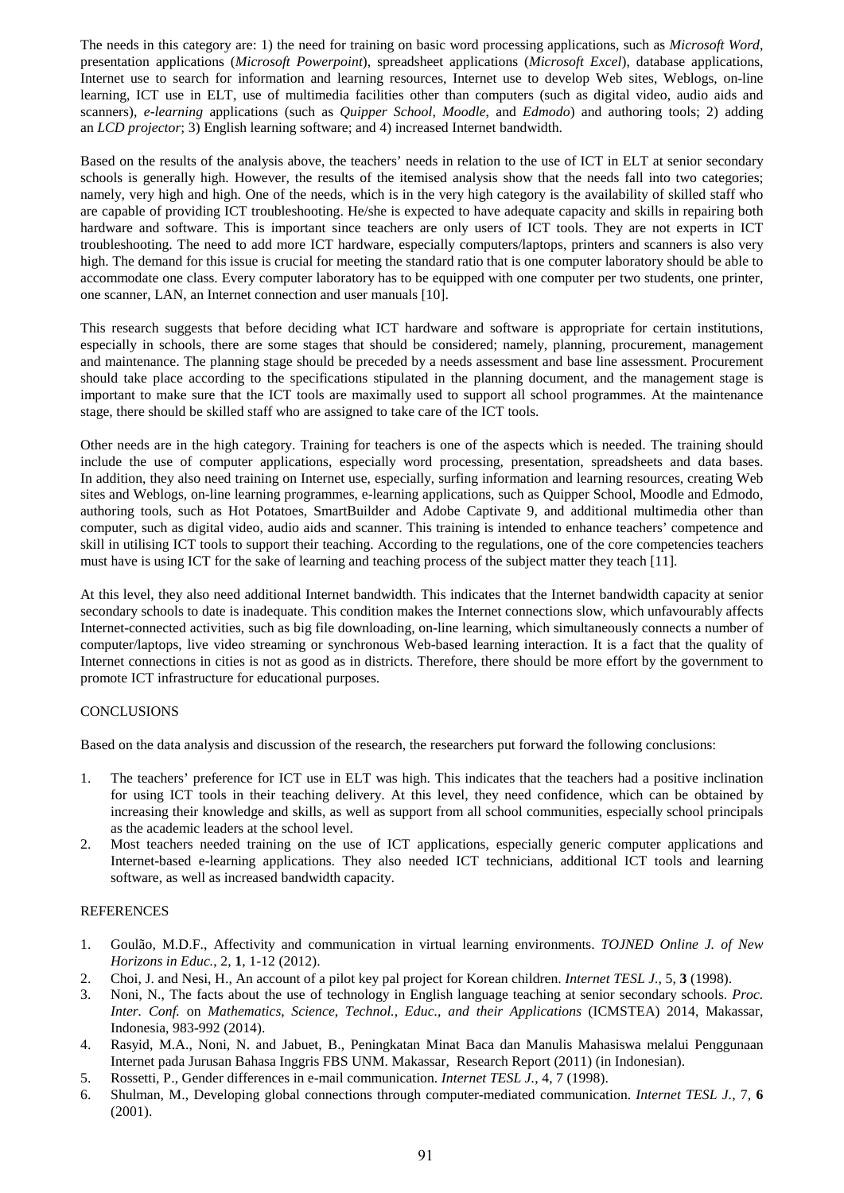The needs in this category are: 1) the need for training on basic word processing applications, such as *Microsoft Word*, presentation applications (*Microsoft Powerpoint*), spreadsheet applications (*Microsoft Excel*), database applications, Internet use to search for information and learning resources, Internet use to develop Web sites, Weblogs, on-line learning, ICT use in ELT, use of multimedia facilities other than computers (such as digital video, audio aids and scanners), *e-learning* applications (such as *Quipper School, Moodle*, and *Edmodo*) and authoring tools; 2) adding an *LCD projector*; 3) English learning software; and 4) increased Internet bandwidth.

Based on the results of the analysis above, the teachers' needs in relation to the use of ICT in ELT at senior secondary schools is generally high. However, the results of the itemised analysis show that the needs fall into two categories; namely, very high and high. One of the needs, which is in the very high category is the availability of skilled staff who are capable of providing ICT troubleshooting. He/she is expected to have adequate capacity and skills in repairing both hardware and software. This is important since teachers are only users of ICT tools. They are not experts in ICT troubleshooting. The need to add more ICT hardware, especially computers/laptops, printers and scanners is also very high. The demand for this issue is crucial for meeting the standard ratio that is one computer laboratory should be able to accommodate one class. Every computer laboratory has to be equipped with one computer per two students, one printer, one scanner, LAN, an Internet connection and user manuals [10].

This research suggests that before deciding what ICT hardware and software is appropriate for certain institutions, especially in schools, there are some stages that should be considered; namely, planning, procurement, management and maintenance. The planning stage should be preceded by a needs assessment and base line assessment. Procurement should take place according to the specifications stipulated in the planning document, and the management stage is important to make sure that the ICT tools are maximally used to support all school programmes. At the maintenance stage, there should be skilled staff who are assigned to take care of the ICT tools.

Other needs are in the high category. Training for teachers is one of the aspects which is needed. The training should include the use of computer applications, especially word processing, presentation, spreadsheets and data bases. In addition, they also need training on Internet use, especially, surfing information and learning resources, creating Web sites and Weblogs, on-line learning programmes, e-learning applications, such as Quipper School, Moodle and Edmodo, authoring tools, such as Hot Potatoes, SmartBuilder and Adobe Captivate 9, and additional multimedia other than computer, such as digital video, audio aids and scanner. This training is intended to enhance teachers' competence and skill in utilising ICT tools to support their teaching. According to the regulations, one of the core competencies teachers must have is using ICT for the sake of learning and teaching process of the subject matter they teach [11].

At this level, they also need additional Internet bandwidth. This indicates that the Internet bandwidth capacity at senior secondary schools to date is inadequate. This condition makes the Internet connections slow, which unfavourably affects Internet-connected activities, such as big file downloading, on-line learning, which simultaneously connects a number of computer/laptops, live video streaming or synchronous Web-based learning interaction. It is a fact that the quality of Internet connections in cities is not as good as in districts. Therefore, there should be more effort by the government to promote ICT infrastructure for educational purposes.

## CONCLUSIONS

Based on the data analysis and discussion of the research, the researchers put forward the following conclusions:

1. The teachers' preference for ICT use in ELT was high. This indicates that the teachers had a positive inclination for using ICT tools in their teaching delivery. At this level, they need confidence, which can be obtained by increasing their knowledge and skills, as well as support from all school communities, especially school principals as the academic leaders at the school level.
2. Most teachers needed training on the use of ICT applications, especially generic computer applications and Internet-based e-learning applications. They also needed ICT technicians, additional ICT tools and learning software, as well as increased bandwidth capacity.

## REFERENCES

1. Goulão, M.D.F., Affectivity and communication in virtual learning environments. *TOJNED Online J. of New Horizons in Educ.*, 2, **1**, 1-12 (2012).
2. Choi, J. and Nesi, H., An account of a pilot key pal project for Korean children. *Internet TESL J.*, 5, **3** (1998).
3. Noni, N., The facts about the use of technology in English language teaching at senior secondary schools. *Proc. Inter. Conf.* on *Mathematics, Science, Technol., Educ., and their Applications* (ICMSTEA) 2014, Makassar, Indonesia, 983-992 (2014).
4. Rasyid, M.A., Noni, N. and Jabuet, B., Peningkatan Minat Baca dan Manulis Mahasiswa melalui Penggunaan Internet pada Jurusan Bahasa Inggris FBS UNM. Makassar, Research Report (2011) (in Indonesian).
5. Rossetti, P., Gender differences in e-mail communication. *Internet TESL J.*, 4, 7 (1998).
6. Shulman, M., Developing global connections through computer-mediated communication. *Internet TESL J.*, 7, **6** (2001).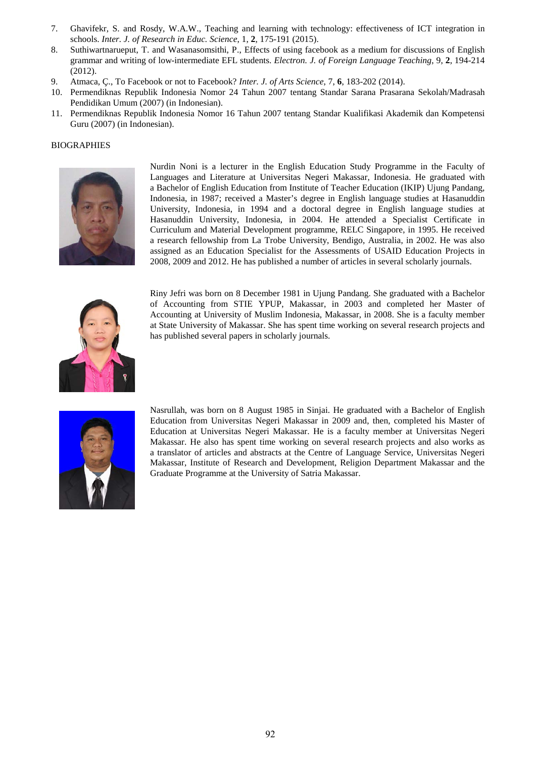7. Ghavifekr, S. and Rosdy, W.A.W., Teaching and learning with technology: effectiveness of ICT integration in schools. *Inter. J. of Research in Educ. Science*, 1, **2**, 175-191 (2015).
8. Suthiwartnarueput, T. and Wasanasomsithi, P., Effects of using facebook as a medium for discussions of English grammar and writing of low-intermediate EFL students. *Electron. J. of Foreign Language Teaching*, 9, **2**, 194-214 (2012).
9. Atmaca, Ç., To Facebook or not to Facebook? *Inter. J. of Arts Science*, 7, **6**, 183-202 (2014).
10. Permendiknas Republik Indonesia Nomor 24 Tahun 2007 tentang Standar Sarana Prasarana Sekolah/Madrasah Pendidikan Umum (2007) (in Indonesian).
11. Permendiknas Republik Indonesia Nomor 16 Tahun 2007 tentang Standar Kualifikasi Akademik dan Kompetensi Guru (2007) (in Indonesian).

BIOGRAPHIES

Nurdin Noni is a lecturer in the English Education Study Programme in the Faculty of Languages and Literature at Universitas Negeri Makassar, Indonesia. He graduated with a Bachelor of English Education from Institute of Teacher Education (IKIP) Ujung Pandang, Indonesia, in 1987; received a Master's degree in English language studies at Hasanuddin University, Indonesia, in 1994 and a doctoral degree in English language studies at Hasanuddin University, Indonesia, in 2004. He attended a Specialist Certificate in Curriculum and Material Development programme, RELC Singapore, in 1995. He received a research fellowship from La Trobe University, Bendigo, Australia, in 2002. He was also assigned as an Education Specialist for the Assessments of USAID Education Projects in 2008, 2009 and 2012. He has published a number of articles in several scholarly journals.

Riny Jefri was born on 8 December 1981 in Ujung Pandang. She graduated with a Bachelor of Accounting from STIE YPUP, Makassar, in 2003 and completed her Master of Accounting at University of Muslim Indonesia, Makassar, in 2008. She is a faculty member at State University of Makassar. She has spent time working on several research projects and has published several papers in scholarly journals.

Nasrullah, was born on 8 August 1985 in Sinjai. He graduated with a Bachelor of English Education from Universitas Negeri Makassar in 2009 and, then, completed his Master of Education at Universitas Negeri Makassar. He is a faculty member at Universitas Negeri Makassar. He also has spent time working on several research projects and also works as a translator of articles and abstracts at the Centre of Language Service, Universitas Negeri Makassar, Institute of Research and Development, Religion Department Makassar and the Graduate Programme at the University of Satria Makassar.